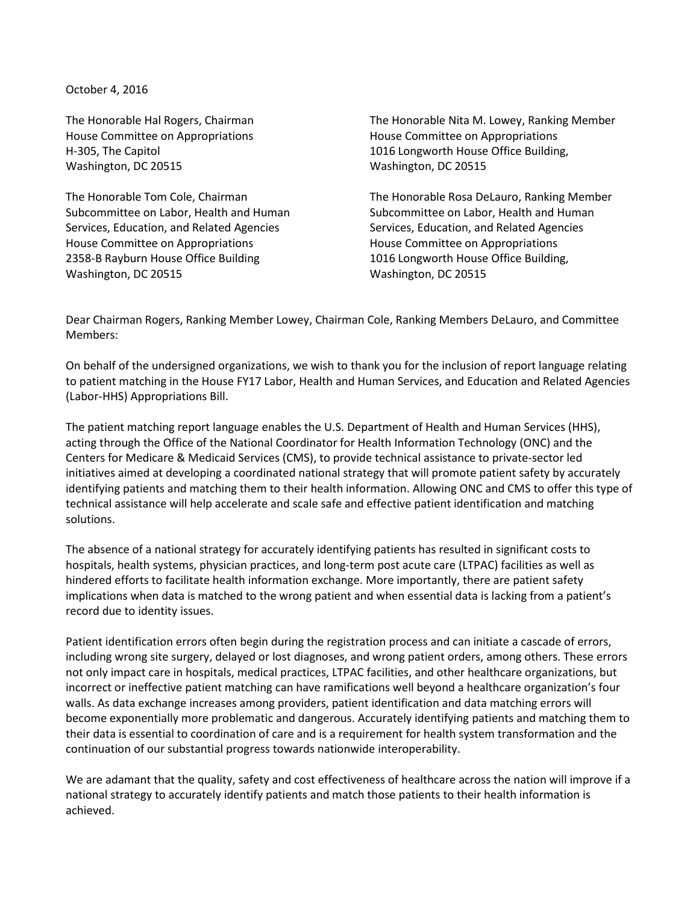October 4, 2016

The Honorable Hal Rogers, Chairman
House Committee on Appropriations
H-305, The Capitol
Washington, DC 20515

The Honorable Nita M. Lowey, Ranking Member
House Committee on Appropriations
1016 Longworth House Office Building,
Washington, DC 20515

The Honorable Tom Cole, Chairman
Subcommittee on Labor, Health and Human Services, Education, and Related Agencies
House Committee on Appropriations
2358-B Rayburn House Office Building
Washington, DC 20515

The Honorable Rosa DeLauro, Ranking Member
Subcommittee on Labor, Health and Human Services, Education, and Related Agencies
House Committee on Appropriations
1016 Longworth House Office Building,
Washington, DC 20515

Dear Chairman Rogers, Ranking Member Lowey, Chairman Cole, Ranking Members DeLauro, and Committee Members:

On behalf of the undersigned organizations, we wish to thank you for the inclusion of report language relating to patient matching in the House FY17 Labor, Health and Human Services, and Education and Related Agencies (Labor-HHS) Appropriations Bill.

The patient matching report language enables the U.S. Department of Health and Human Services (HHS), acting through the Office of the National Coordinator for Health Information Technology (ONC) and the Centers for Medicare & Medicaid Services (CMS), to provide technical assistance to private-sector led initiatives aimed at developing a coordinated national strategy that will promote patient safety by accurately identifying patients and matching them to their health information. Allowing ONC and CMS to offer this type of technical assistance will help accelerate and scale safe and effective patient identification and matching solutions.

The absence of a national strategy for accurately identifying patients has resulted in significant costs to hospitals, health systems, physician practices, and long-term post acute care (LTPAC) facilities as well as hindered efforts to facilitate health information exchange. More importantly, there are patient safety implications when data is matched to the wrong patient and when essential data is lacking from a patient's record due to identity issues.

Patient identification errors often begin during the registration process and can initiate a cascade of errors, including wrong site surgery, delayed or lost diagnoses, and wrong patient orders, among others. These errors not only impact care in hospitals, medical practices, LTPAC facilities, and other healthcare organizations, but incorrect or ineffective patient matching can have ramifications well beyond a healthcare organization's four walls. As data exchange increases among providers, patient identification and data matching errors will become exponentially more problematic and dangerous. Accurately identifying patients and matching them to their data is essential to coordination of care and is a requirement for health system transformation and the continuation of our substantial progress towards nationwide interoperability.

We are adamant that the quality, safety and cost effectiveness of healthcare across the nation will improve if a national strategy to accurately identify patients and match those patients to their health information is achieved.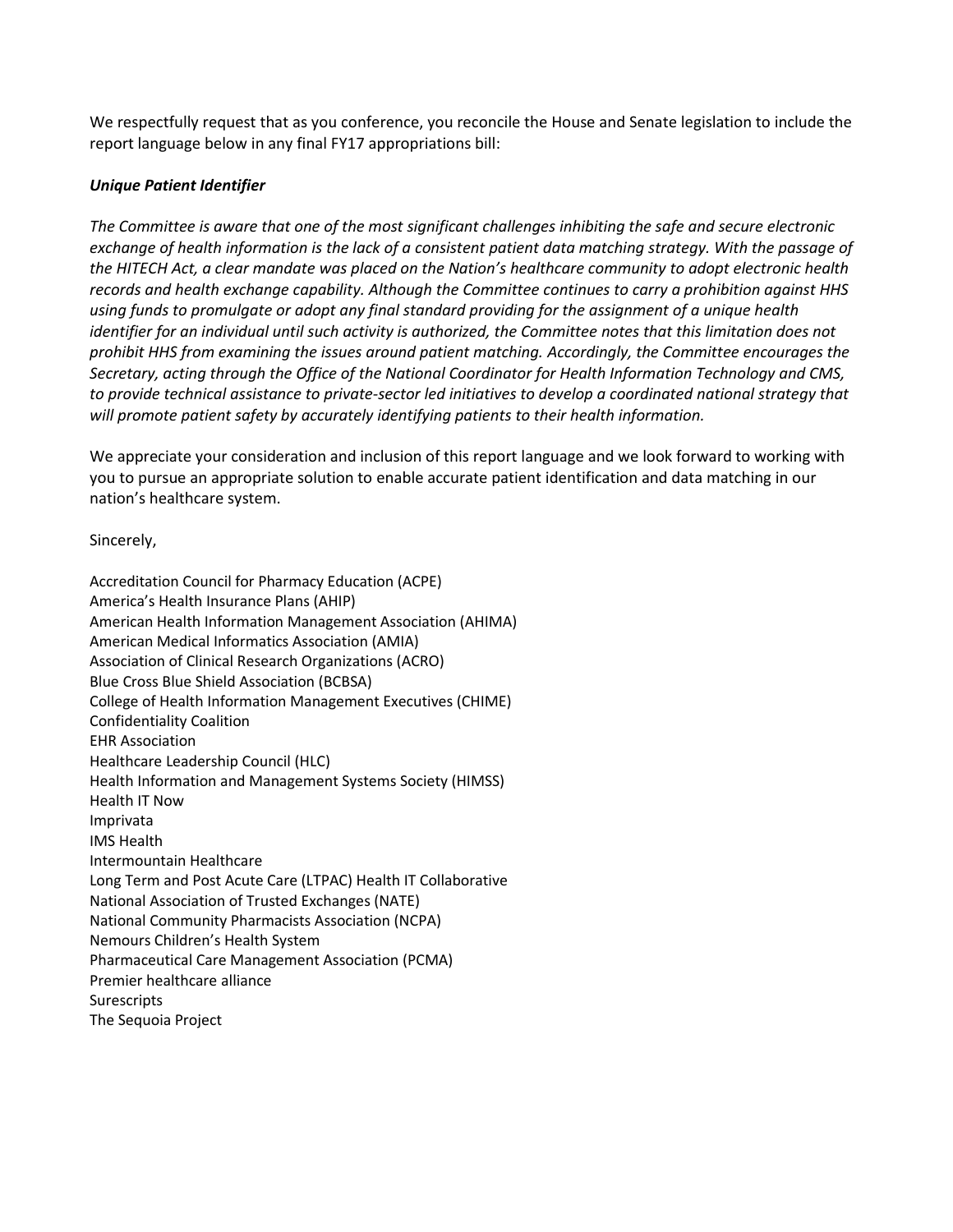We respectfully request that as you conference, you reconcile the House and Senate legislation to include the report language below in any final FY17 appropriations bill:

***Unique Patient Identifier***

*The Committee is aware that one of the most significant challenges inhibiting the safe and secure electronic exchange of health information is the lack of a consistent patient data matching strategy. With the passage of the HITECH Act, a clear mandate was placed on the Nation's healthcare community to adopt electronic health records and health exchange capability. Although the Committee continues to carry a prohibition against HHS using funds to promulgate or adopt any final standard providing for the assignment of a unique health identifier for an individual until such activity is authorized, the Committee notes that this limitation does not prohibit HHS from examining the issues around patient matching. Accordingly, the Committee encourages the Secretary, acting through the Office of the National Coordinator for Health Information Technology and CMS, to provide technical assistance to private-sector led initiatives to develop a coordinated national strategy that will promote patient safety by accurately identifying patients to their health information.*

We appreciate your consideration and inclusion of this report language and we look forward to working with you to pursue an appropriate solution to enable accurate patient identification and data matching in our nation's healthcare system.

Sincerely,

Accreditation Council for Pharmacy Education (ACPE)
America's Health Insurance Plans (AHIP)
American Health Information Management Association (AHIMA)
American Medical Informatics Association (AMIA)
Association of Clinical Research Organizations (ACRO)
Blue Cross Blue Shield Association (BCBSA)
College of Health Information Management Executives (CHIME)
Confidentiality Coalition
EHR Association
Healthcare Leadership Council (HLC)
Health Information and Management Systems Society (HIMSS)
Health IT Now
Imprivata
IMS Health
Intermountain Healthcare
Long Term and Post Acute Care (LTPAC) Health IT Collaborative
National Association of Trusted Exchanges (NATE)
National Community Pharmacists Association (NCPA)
Nemours Children's Health System
Pharmaceutical Care Management Association (PCMA)
Premier healthcare alliance
Surescripts
The Sequoia Project